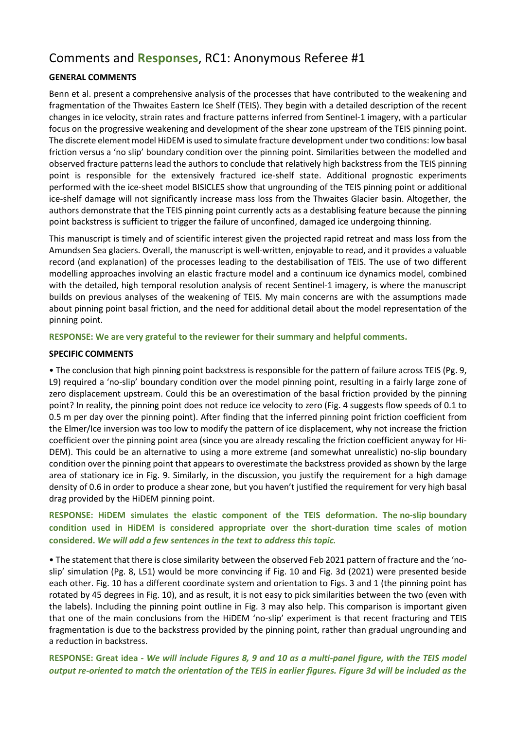# Comments and **Responses**, RC1: Anonymous Referee #1

**GENERAL COMMENTS**

Benn et al. present a comprehensive analysis of the processes that have contributed to the weakening and fragmentation of the Thwaites Eastern Ice Shelf (TEIS). They begin with a detailed description of the recent changes in ice velocity, strain rates and fracture patterns inferred from Sentinel-1 imagery, with a particular focus on the progressive weakening and development of the shear zone upstream of the TEIS pinning point. The discrete element model HiDEM is used to simulate fracture development under two conditions: low basal friction versus a 'no slip' boundary condition over the pinning point. Similarities between the modelled and observed fracture patterns lead the authors to conclude that relatively high backstress from the TEIS pinning point is responsible for the extensively fractured ice-shelf state. Additional prognostic experiments performed with the ice-sheet model BISICLES show that ungrounding of the TEIS pinning point or additional ice-shelf damage will not significantly increase mass loss from the Thwaites Glacier basin. Altogether, the authors demonstrate that the TEIS pinning point currently acts as a destablising feature because the pinning point backstress is sufficient to trigger the failure of unconfined, damaged ice undergoing thinning.

This manuscript is timely and of scientific interest given the projected rapid retreat and mass loss from the Amundsen Sea glaciers. Overall, the manuscript is well-written, enjoyable to read, and it provides a valuable record (and explanation) of the processes leading to the destabilisation of TEIS. The use of two different modelling approaches involving an elastic fracture model and a continuum ice dynamics model, combined with the detailed, high temporal resolution analysis of recent Sentinel-1 imagery, is where the manuscript builds on previous analyses of the weakening of TEIS. My main concerns are with the assumptions made about pinning point basal friction, and the need for additional detail about the model representation of the pinning point.

**RESPONSE: We are very grateful to the reviewer for their summary and helpful comments.**

**SPECIFIC COMMENTS**

- The conclusion that high pinning point backstress is responsible for the pattern of failure across TEIS (Pg. 9, L9) required a 'no-slip' boundary condition over the model pinning point, resulting in a fairly large zone of zero displacement upstream. Could this be an overestimation of the basal friction provided by the pinning point? In reality, the pinning point does not reduce ice velocity to zero (Fig. 4 suggests flow speeds of 0.1 to 0.5 m per day over the pinning point). After finding that the inferred pinning point friction coefficient from the Elmer/Ice inversion was too low to modify the pattern of ice displacement, why not increase the friction coefficient over the pinning point area (since you are already rescaling the friction coefficient anyway for Hi-DEM). This could be an alternative to using a more extreme (and somewhat unrealistic) no-slip boundary condition over the pinning point that appears to overestimate the backstress provided as shown by the large area of stationary ice in Fig. 9. Similarly, in the discussion, you justify the requirement for a high damage density of 0.6 in order to produce a shear zone, but you haven't justified the requirement for very high basal drag provided by the HiDEM pinning point.

**RESPONSE: HiDEM simulates the elastic component of the TEIS deformation. The no-slip boundary condition used in HiDEM is considered appropriate over the short-duration time scales of motion considered.** ***We will add a few sentences in the text to address this topic.***

- The statement that there is close similarity between the observed Feb 2021 pattern of fracture and the 'no-slip' simulation (Pg. 8, L51) would be more convincing if Fig. 10 and Fig. 3d (2021) were presented beside each other. Fig. 10 has a different coordinate system and orientation to Figs. 3 and 1 (the pinning point has rotated by 45 degrees in Fig. 10), and as result, it is not easy to pick similarities between the two (even with the labels). Including the pinning point outline in Fig. 3 may also help. This comparison is important given that one of the main conclusions from the HiDEM 'no-slip' experiment is that recent fracturing and TEIS fragmentation is due to the backstress provided by the pinning point, rather than gradual ungrounding and a reduction in backstress.

**RESPONSE: Great idea -** ***We will include Figures 8, 9 and 10 as a multi-panel figure, with the TEIS model output re-oriented to match the orientation of the TEIS in earlier figures. Figure 3d will be included as the***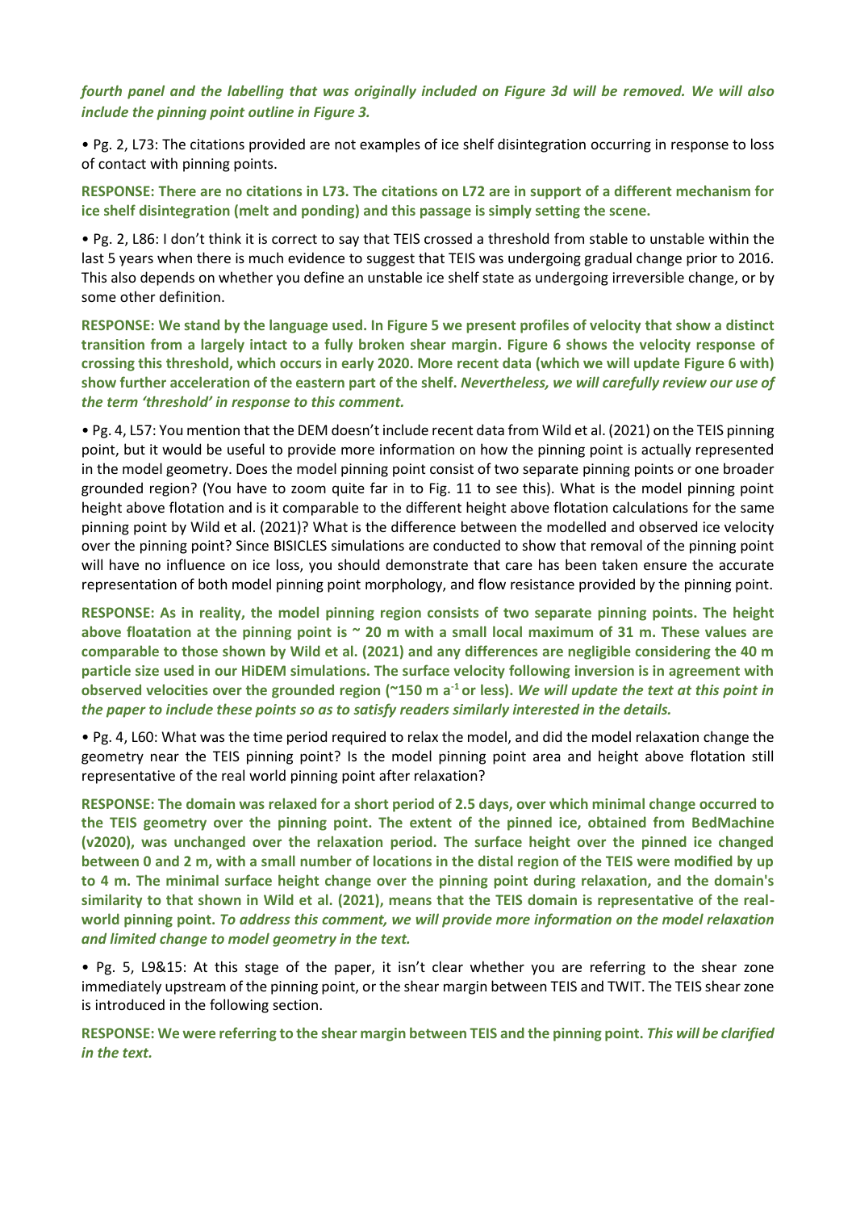***fourth panel and the labelling that was originally included on Figure 3d will be removed. We will also include the pinning point outline in Figure 3.***

- Pg. 2, L73: The citations provided are not examples of ice shelf disintegration occurring in response to loss of contact with pinning points.

**RESPONSE: There are no citations in L73. The citations on L72 are in support of a different mechanism for ice shelf disintegration (melt and ponding) and this passage is simply setting the scene.**

- Pg. 2, L86: I don't think it is correct to say that TEIS crossed a threshold from stable to unstable within the last 5 years when there is much evidence to suggest that TEIS was undergoing gradual change prior to 2016. This also depends on whether you define an unstable ice shelf state as undergoing irreversible change, or by some other definition.

**RESPONSE: We stand by the language used. In Figure 5 we present profiles of velocity that show a distinct transition from a largely intact to a fully broken shear margin. Figure 6 shows the velocity response of crossing this threshold, which occurs in early 2020. More recent data (which we will update Figure 6 with) show further acceleration of the eastern part of the shelf. *Nevertheless, we will carefully review our use of the term 'threshold' in response to this comment.***

- Pg. 4, L57: You mention that the DEM doesn't include recent data from Wild et al. (2021) on the TEIS pinning point, but it would be useful to provide more information on how the pinning point is actually represented in the model geometry. Does the model pinning point consist of two separate pinning points or one broader grounded region? (You have to zoom quite far in to Fig. 11 to see this). What is the model pinning point height above flotation and is it comparable to the different height above flotation calculations for the same pinning point by Wild et al. (2021)? What is the difference between the modelled and observed ice velocity over the pinning point? Since BISICLES simulations are conducted to show that removal of the pinning point will have no influence on ice loss, you should demonstrate that care has been taken ensure the accurate representation of both model pinning point morphology, and flow resistance provided by the pinning point.

**RESPONSE: As in reality, the model pinning region consists of two separate pinning points. The height above floatation at the pinning point is ~ 20 m with a small local maximum of 31 m. These values are comparable to those shown by Wild et al. (2021) and any differences are negligible considering the 40 m particle size used in our HiDEM simulations. The surface velocity following inversion is in agreement with observed velocities over the grounded region (~150 m a$^{-1}$ or less). *We will update the text at this point in the paper to include these points so as to satisfy readers similarly interested in the details.***

- Pg. 4, L60: What was the time period required to relax the model, and did the model relaxation change the geometry near the TEIS pinning point? Is the model pinning point area and height above flotation still representative of the real world pinning point after relaxation?

**RESPONSE: The domain was relaxed for a short period of 2.5 days, over which minimal change occurred to the TEIS geometry over the pinning point. The extent of the pinned ice, obtained from BedMachine (v2020), was unchanged over the relaxation period. The surface height over the pinned ice changed between 0 and 2 m, with a small number of locations in the distal region of the TEIS were modified by up to 4 m. The minimal surface height change over the pinning point during relaxation, and the domain's similarity to that shown in Wild et al. (2021), means that the TEIS domain is representative of the real-world pinning point. *To address this comment, we will provide more information on the model relaxation and limited change to model geometry in the text.***

- Pg. 5, L9&15: At this stage of the paper, it isn't clear whether you are referring to the shear zone immediately upstream of the pinning point, or the shear margin between TEIS and TWIT. The TEIS shear zone is introduced in the following section.

**RESPONSE: We were referring to the shear margin between TEIS and the pinning point. *This will be clarified in the text.***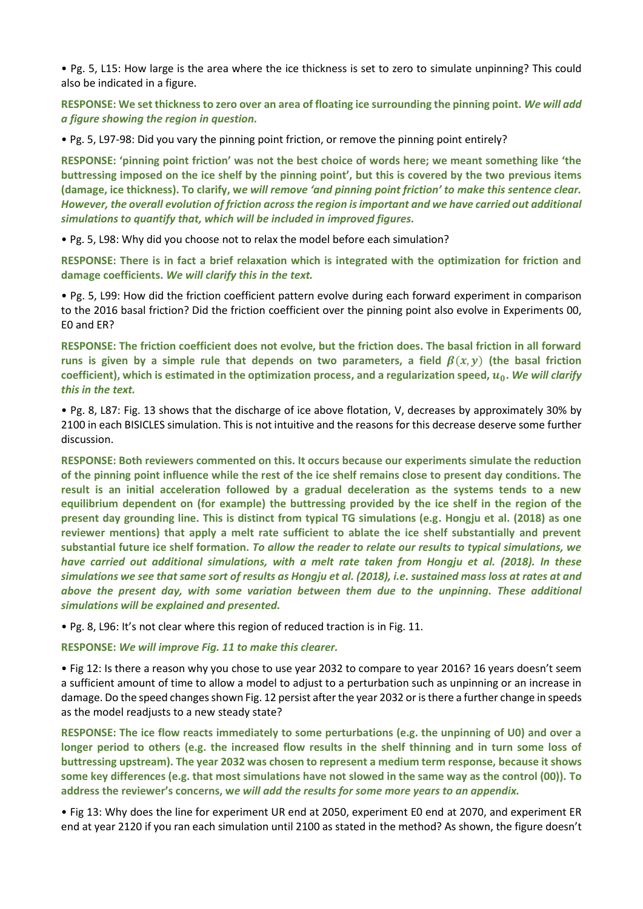• Pg. 5, L15: How large is the area where the ice thickness is set to zero to simulate unpinning? This could also be indicated in a figure.

**RESPONSE: We set thickness to zero over an area of floating ice surrounding the pinning point. *We will add a figure showing the region in question.***

• Pg. 5, L97-98: Did you vary the pinning point friction, or remove the pinning point entirely?

**RESPONSE: 'pinning point friction' was not the best choice of words here; we meant something like 'the buttressing imposed on the ice shelf by the pinning point', but this is covered by the two previous items (damage, ice thickness). To clarify, w*e will remove 'and pinning point friction' to make this sentence clear. However, the overall evolution of friction across the region is important and we have carried out additional simulations to quantify that, which will be included in improved figures.***

• Pg. 5, L98: Why did you choose not to relax the model before each simulation?

**RESPONSE: There is in fact a brief relaxation which is integrated with the optimization for friction and damage coefficients. *We will clarify this in the text.***

• Pg. 5, L99: How did the friction coefficient pattern evolve during each forward experiment in comparison to the 2016 basal friction? Did the friction coefficient over the pinning point also evolve in Experiments 00, E0 and ER?

**RESPONSE: The friction coefficient does not evolve, but the friction does. The basal friction in all forward runs is given by a simple rule that depends on two parameters, a field $\beta(x,y)$ (the basal friction coefficient), which is estimated in the optimization process, and a regularization speed, $u_0$. *We will clarify this in the text.***

• Pg. 8, L87: Fig. 13 shows that the discharge of ice above flotation, V, decreases by approximately 30% by 2100 in each BISICLES simulation. This is not intuitive and the reasons for this decrease deserve some further discussion.

**RESPONSE: Both reviewers commented on this. It occurs because our experiments simulate the reduction of the pinning point influence while the rest of the ice shelf remains close to present day conditions. The result is an initial acceleration followed by a gradual deceleration as the systems tends to a new equilibrium dependent on (for example) the buttressing provided by the ice shelf in the region of the present day grounding line. This is distinct from typical TG simulations (e.g. Hongju et al. (2018) as one reviewer mentions) that apply a melt rate sufficient to ablate the ice shelf substantially and prevent substantial future ice shelf formation. *To allow the reader to relate our results to typical simulations, we have carried out additional simulations, with a melt rate taken from Hongju et al. (2018). In these simulations we see that same sort of results as Hongju et al. (2018), i.e. sustained mass loss at rates at and above the present day, with some variation between them due to the unpinning. These additional simulations will be explained and presented.***

• Pg. 8, L96: It's not clear where this region of reduced traction is in Fig. 11.

**RESPONSE: *We will improve Fig. 11 to make this clearer.***

• Fig 12: Is there a reason why you chose to use year 2032 to compare to year 2016? 16 years doesn't seem a sufficient amount of time to allow a model to adjust to a perturbation such as unpinning or an increase in damage. Do the speed changes shown Fig. 12 persist after the year 2032 or is there a further change in speeds as the model readjusts to a new steady state?

**RESPONSE: The ice flow reacts immediately to some perturbations (e.g. the unpinning of U0) and over a longer period to others (e.g. the increased flow results in the shelf thinning and in turn some loss of buttressing upstream). The year 2032 was chosen to represent a medium term response, because it shows some key differences (e.g. that most simulations have not slowed in the same way as the control (00)). To address the reviewer's concerns, w*e will add the results for some more years to an appendix.***

• Fig 13: Why does the line for experiment UR end at 2050, experiment E0 end at 2070, and experiment ER end at year 2120 if you ran each simulation until 2100 as stated in the method? As shown, the figure doesn't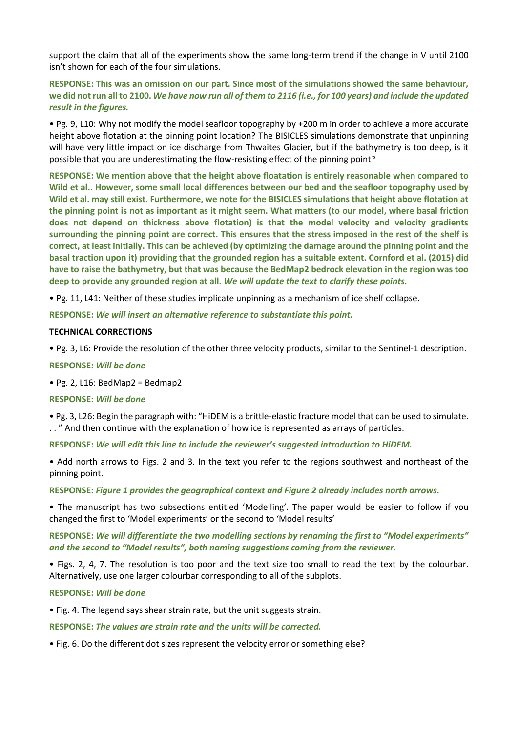support the claim that all of the experiments show the same long-term trend if the change in V until 2100 isn't shown for each of the four simulations.

**RESPONSE: This was an omission on our part. Since most of the simulations showed the same behaviour, we did not run all to 2100. *We have now run all of them to 2116 (i.e., for 100 years) and include the updated result in the figures.***

• Pg. 9, L10: Why not modify the model seafloor topography by +200 m in order to achieve a more accurate height above flotation at the pinning point location? The BISICLES simulations demonstrate that unpinning will have very little impact on ice discharge from Thwaites Glacier, but if the bathymetry is too deep, is it possible that you are underestimating the flow-resisting effect of the pinning point?

**RESPONSE: We mention above that the height above floatation is entirely reasonable when compared to Wild et al.. However, some small local differences between our bed and the seafloor topography used by Wild et al. may still exist. Furthermore, we note for the BISICLES simulations that height above flotation at the pinning point is not as important as it might seem. What matters (to our model, where basal friction does not depend on thickness above flotation) is that the model velocity and velocity gradients surrounding the pinning point are correct. This ensures that the stress imposed in the rest of the shelf is correct, at least initially. This can be achieved (by optimizing the damage around the pinning point and the basal traction upon it) providing that the grounded region has a suitable extent. Cornford et al. (2015) did have to raise the bathymetry, but that was because the BedMap2 bedrock elevation in the region was too deep to provide any grounded region at all. *We will update the text to clarify these points.***

• Pg. 11, L41: Neither of these studies implicate unpinning as a mechanism of ice shelf collapse.

**RESPONSE: *We will insert an alternative reference to substantiate this point.***

**TECHNICAL CORRECTIONS**

• Pg. 3, L6: Provide the resolution of the other three velocity products, similar to the Sentinel-1 description.

**RESPONSE: *Will be done***

• Pg. 2, L16: BedMap2 = Bedmap2

**RESPONSE: *Will be done***

• Pg. 3, L26: Begin the paragraph with: "HiDEM is a brittle-elastic fracture model that can be used to simulate. . . " And then continue with the explanation of how ice is represented as arrays of particles.

**RESPONSE: *We will edit this line to include the reviewer's suggested introduction to HiDEM.***

• Add north arrows to Figs. 2 and 3. In the text you refer to the regions southwest and northeast of the pinning point.

**RESPONSE: *Figure 1 provides the geographical context and Figure 2 already includes north arrows.***

• The manuscript has two subsections entitled 'Modelling'. The paper would be easier to follow if you changed the first to 'Model experiments' or the second to 'Model results'

**RESPONSE: *We will differentiate the two modelling sections by renaming the first to "Model experiments" and the second to "Model results", both naming suggestions coming from the reviewer.***

• Figs. 2, 4, 7. The resolution is too poor and the text size too small to read the text by the colourbar. Alternatively, use one larger colourbar corresponding to all of the subplots.

**RESPONSE: *Will be done***

• Fig. 4. The legend says shear strain rate, but the unit suggests strain.

**RESPONSE: *The values are strain rate and the units will be corrected.***

• Fig. 6. Do the different dot sizes represent the velocity error or something else?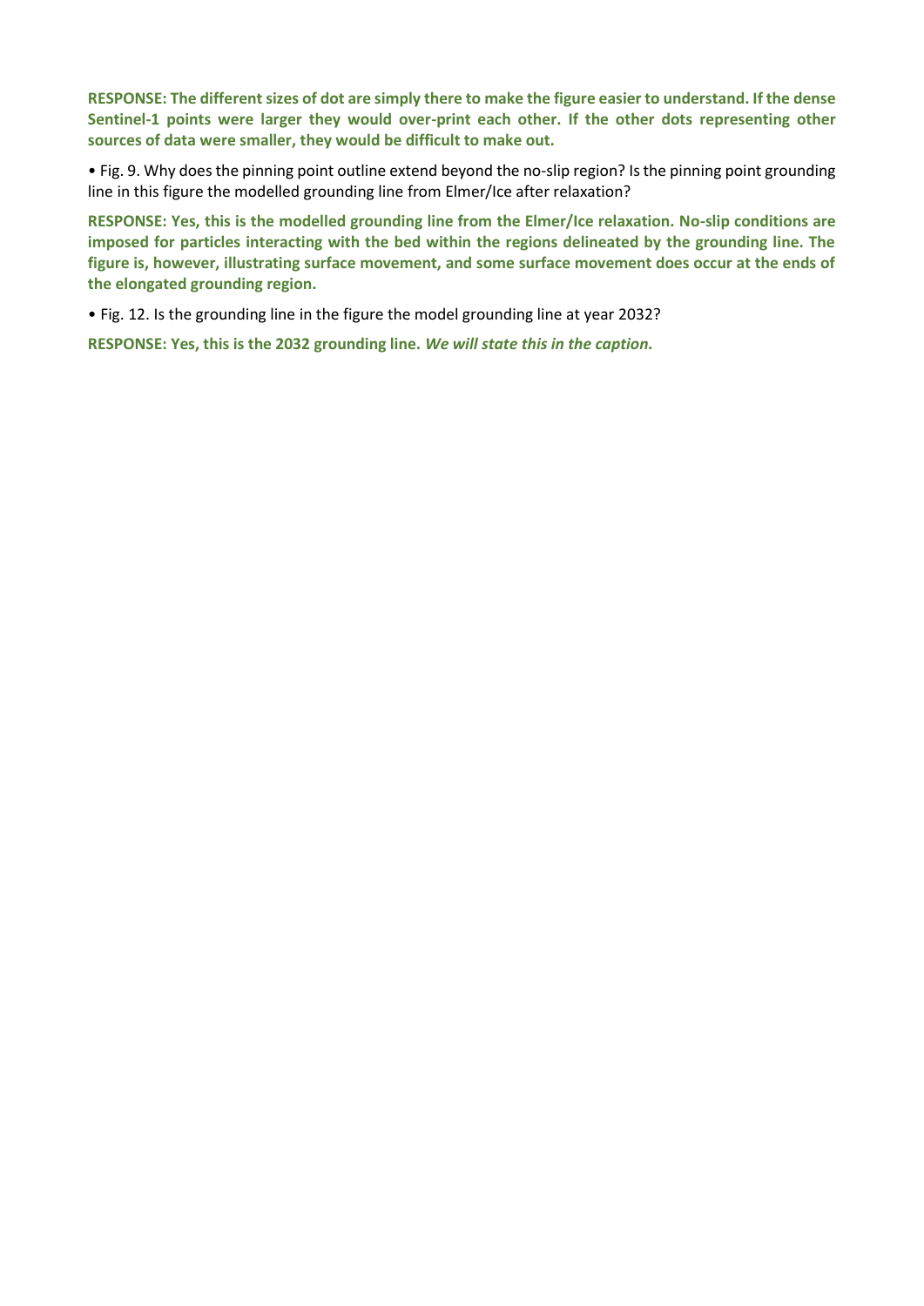**RESPONSE: The different sizes of dot are simply there to make the figure easier to understand. If the dense Sentinel-1 points were larger they would over-print each other. If the other dots representing other sources of data were smaller, they would be difficult to make out.**

- Fig. 9. Why does the pinning point outline extend beyond the no-slip region? Is the pinning point grounding line in this figure the modelled grounding line from Elmer/Ice after relaxation?

**RESPONSE: Yes, this is the modelled grounding line from the Elmer/Ice relaxation. No-slip conditions are imposed for particles interacting with the bed within the regions delineated by the grounding line. The figure is, however, illustrating surface movement, and some surface movement does occur at the ends of the elongated grounding region.**

- Fig. 12. Is the grounding line in the figure the model grounding line at year 2032?

**RESPONSE: Yes, this is the 2032 grounding line. *We will state this in the caption.***